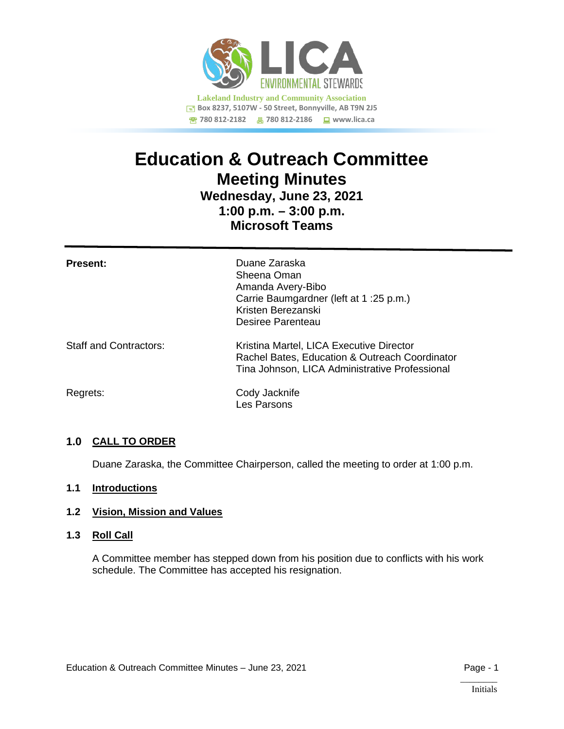**LICA ENVIRONMENTAL STEWARDS**

**Lakeland Industry and Community Association**
Box 8237, 5107W - 50 Street, Bonnyville, AB T9N 2J5
780 812-2182 | 780 812-2186 | www.lica.ca

# Education & Outreach Committee

## Meeting Minutes

### Wednesday, June 23, 2021
### 1:00 p.m. – 3:00 p.m.
### Microsoft Teams

---

| | |
|---|---|
| **Present:** | Duane Zaraska<br>Sheena Oman<br>Amanda Avery-Bibo<br>Carrie Baumgardner (left at 1 :25 p.m.)<br>Kristen Berezanski<br>Desiree Parenteau |
| Staff and Contractors: | Kristina Martel, LICA Executive Director<br>Rachel Bates, Education & Outreach Coordinator<br>Tina Johnson, LICA Administrative Professional |
| Regrets: | Cody Jacknife<br>Les Parsons |

## 1.0 CALL TO ORDER

Duane Zaraska, the Committee Chairperson, called the meeting to order at 1:00 p.m.

## 1.1 Introductions

## 1.2 Vision, Mission and Values

## 1.3 Roll Call

A Committee member has stepped down from his position due to conflicts with his work schedule. The Committee has accepted his resignation.

Initials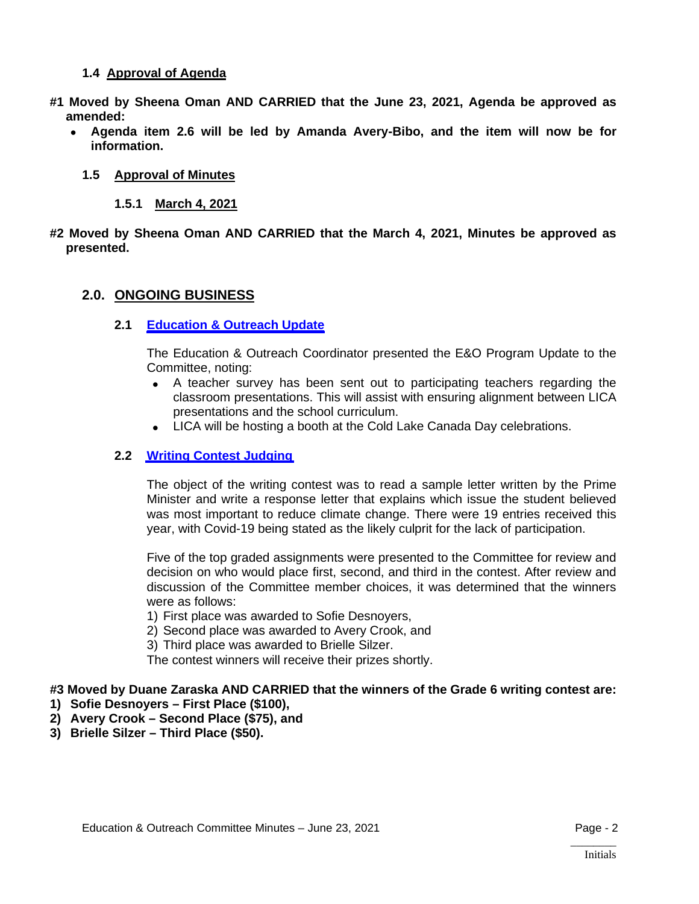### 1.4 Approval of Agenda

**#1 Moved by Sheena Oman AND CARRIED that the June 23, 2021, Agenda be approved as amended:**

- **Agenda item 2.6 will be led by Amanda Avery-Bibo, and the item will now be for information.**

### 1.5 Approval of Minutes

#### 1.5.1 March 4, 2021

**#2 Moved by Sheena Oman AND CARRIED that the March 4, 2021, Minutes be approved as presented.**

## 2.0. ONGOING BUSINESS

### 2.1 Education & Outreach Update

The Education & Outreach Coordinator presented the E&O Program Update to the Committee, noting:

- A teacher survey has been sent out to participating teachers regarding the classroom presentations. This will assist with ensuring alignment between LICA presentations and the school curriculum.
- LICA will be hosting a booth at the Cold Lake Canada Day celebrations.

### 2.2 Writing Contest Judging

The object of the writing contest was to read a sample letter written by the Prime Minister and write a response letter that explains which issue the student believed was most important to reduce climate change. There were 19 entries received this year, with Covid-19 being stated as the likely culprit for the lack of participation.

Five of the top graded assignments were presented to the Committee for review and decision on who would place first, second, and third in the contest. After review and discussion of the Committee member choices, it was determined that the winners were as follows:

1) First place was awarded to Sofie Desnoyers,
2) Second place was awarded to Avery Crook, and
3) Third place was awarded to Brielle Silzer.

The contest winners will receive their prizes shortly.

**#3 Moved by Duane Zaraska AND CARRIED that the winners of the Grade 6 writing contest are:**

1) **Sofie Desnoyers – First Place ($100),**
2) **Avery Crook – Second Place ($75), and**
3) **Brielle Silzer – Third Place ($50).**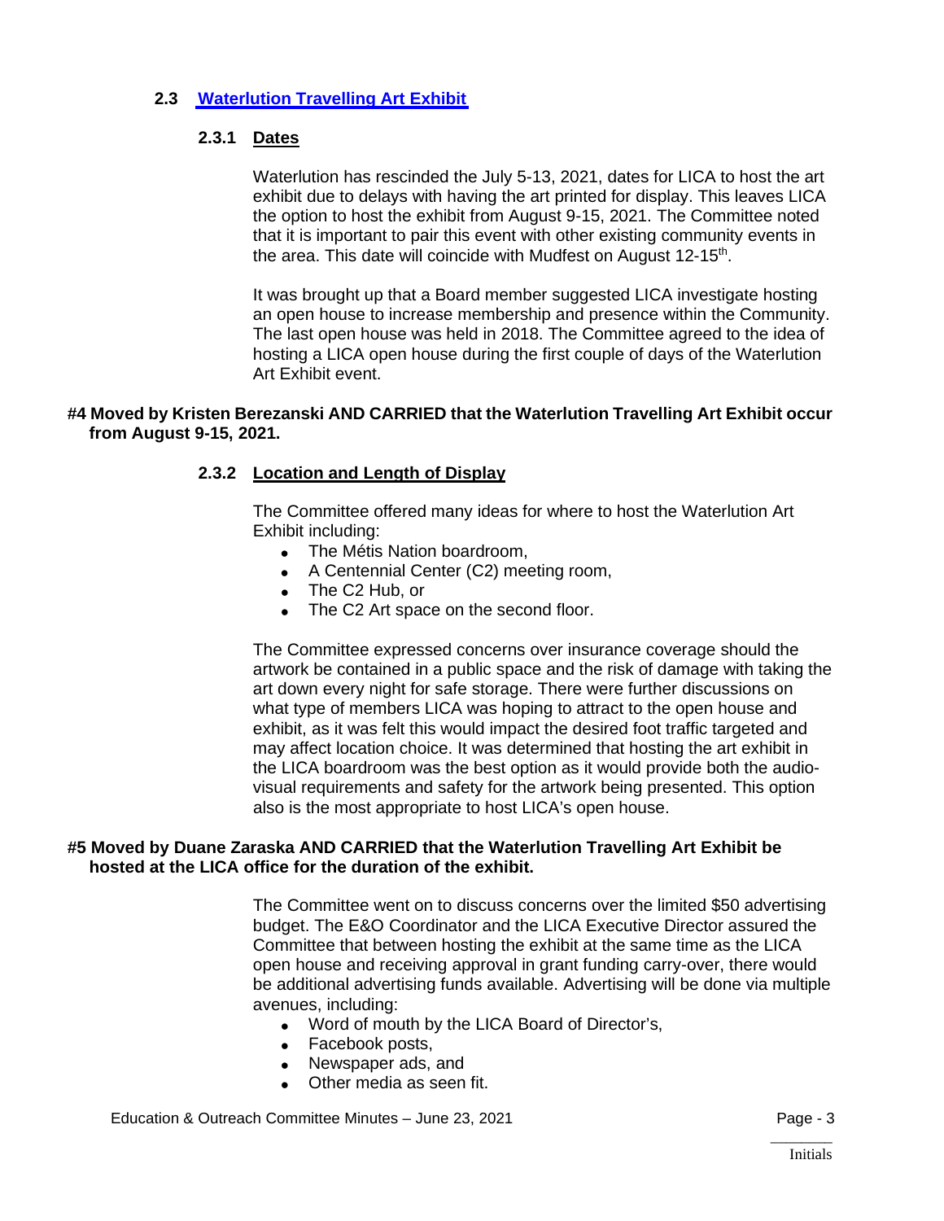### 2.3 Waterlution Travelling Art Exhibit

#### 2.3.1 Dates

Waterlution has rescinded the July 5-13, 2021, dates for LICA to host the art exhibit due to delays with having the art printed for display. This leaves LICA the option to host the exhibit from August 9-15, 2021. The Committee noted that it is important to pair this event with other existing community events in the area. This date will coincide with Mudfest on August 12-15th.

It was brought up that a Board member suggested LICA investigate hosting an open house to increase membership and presence within the Community. The last open house was held in 2018. The Committee agreed to the idea of hosting a LICA open house during the first couple of days of the Waterlution Art Exhibit event.

**#4 Moved by Kristen Berezanski AND CARRIED that the Waterlution Travelling Art Exhibit occur from August 9-15, 2021.**

#### 2.3.2 Location and Length of Display

The Committee offered many ideas for where to host the Waterlution Art Exhibit including:

- The Métis Nation boardroom,
- A Centennial Center (C2) meeting room,
- The C2 Hub, or
- The C2 Art space on the second floor.

The Committee expressed concerns over insurance coverage should the artwork be contained in a public space and the risk of damage with taking the art down every night for safe storage. There were further discussions on what type of members LICA was hoping to attract to the open house and exhibit, as it was felt this would impact the desired foot traffic targeted and may affect location choice. It was determined that hosting the art exhibit in the LICA boardroom was the best option as it would provide both the audio-visual requirements and safety for the artwork being presented. This option also is the most appropriate to host LICA's open house.

**#5 Moved by Duane Zaraska AND CARRIED that the Waterlution Travelling Art Exhibit be hosted at the LICA office for the duration of the exhibit.**

The Committee went on to discuss concerns over the limited $50 advertising budget. The E&O Coordinator and the LICA Executive Director assured the Committee that between hosting the exhibit at the same time as the LICA open house and receiving approval in grant funding carry-over, there would be additional advertising funds available. Advertising will be done via multiple avenues, including:

- Word of mouth by the LICA Board of Director's,
- Facebook posts,
- Newspaper ads, and
- Other media as seen fit.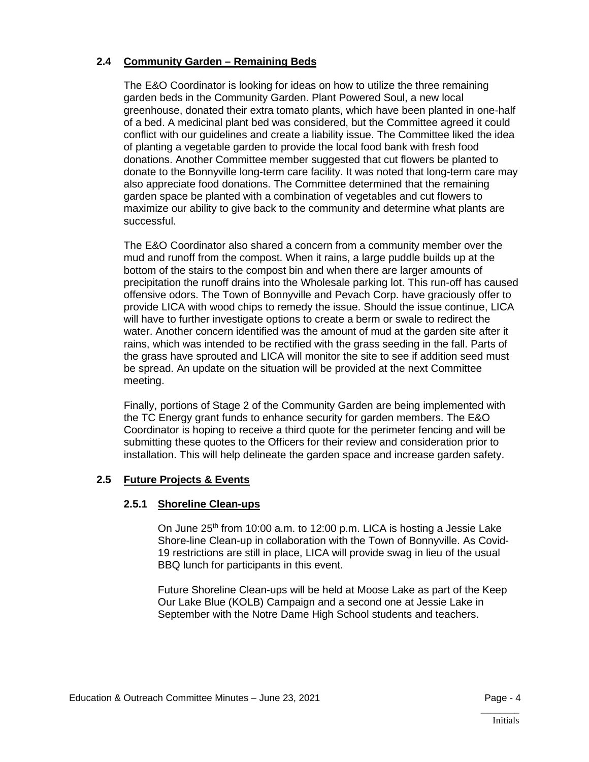## 2.4 Community Garden – Remaining Beds

The E&O Coordinator is looking for ideas on how to utilize the three remaining garden beds in the Community Garden. Plant Powered Soul, a new local greenhouse, donated their extra tomato plants, which have been planted in one-half of a bed. A medicinal plant bed was considered, but the Committee agreed it could conflict with our guidelines and create a liability issue. The Committee liked the idea of planting a vegetable garden to provide the local food bank with fresh food donations. Another Committee member suggested that cut flowers be planted to donate to the Bonnyville long-term care facility. It was noted that long-term care may also appreciate food donations. The Committee determined that the remaining garden space be planted with a combination of vegetables and cut flowers to maximize our ability to give back to the community and determine what plants are successful.

The E&O Coordinator also shared a concern from a community member over the mud and runoff from the compost. When it rains, a large puddle builds up at the bottom of the stairs to the compost bin and when there are larger amounts of precipitation the runoff drains into the Wholesale parking lot. This run-off has caused offensive odors. The Town of Bonnyville and Pevach Corp. have graciously offer to provide LICA with wood chips to remedy the issue. Should the issue continue, LICA will have to further investigate options to create a berm or swale to redirect the water. Another concern identified was the amount of mud at the garden site after it rains, which was intended to be rectified with the grass seeding in the fall. Parts of the grass have sprouted and LICA will monitor the site to see if addition seed must be spread. An update on the situation will be provided at the next Committee meeting.

Finally, portions of Stage 2 of the Community Garden are being implemented with the TC Energy grant funds to enhance security for garden members. The E&O Coordinator is hoping to receive a third quote for the perimeter fencing and will be submitting these quotes to the Officers for their review and consideration prior to installation. This will help delineate the garden space and increase garden safety.

## 2.5 Future Projects & Events

### 2.5.1 Shoreline Clean-ups

On June 25th from 10:00 a.m. to 12:00 p.m. LICA is hosting a Jessie Lake Shore-line Clean-up in collaboration with the Town of Bonnyville. As Covid-19 restrictions are still in place, LICA will provide swag in lieu of the usual BBQ lunch for participants in this event.

Future Shoreline Clean-ups will be held at Moose Lake as part of the Keep Our Lake Blue (KOLB) Campaign and a second one at Jessie Lake in September with the Notre Dame High School students and teachers.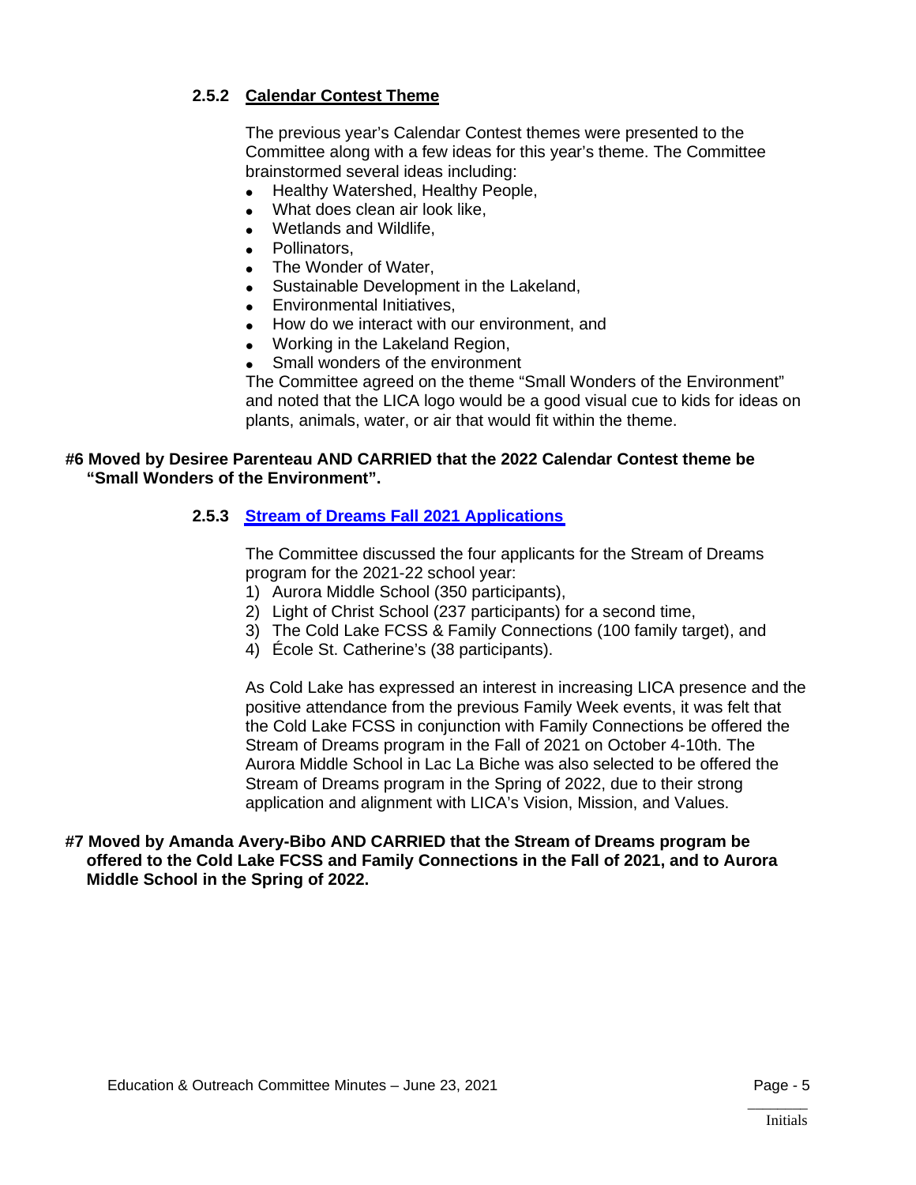### 2.5.2 Calendar Contest Theme

The previous year's Calendar Contest themes were presented to the Committee along with a few ideas for this year's theme. The Committee brainstormed several ideas including:

- Healthy Watershed, Healthy People,
- What does clean air look like,
- Wetlands and Wildlife,
- Pollinators,
- The Wonder of Water,
- Sustainable Development in the Lakeland,
- Environmental Initiatives,
- How do we interact with our environment, and
- Working in the Lakeland Region,
- Small wonders of the environment

The Committee agreed on the theme "Small Wonders of the Environment" and noted that the LICA logo would be a good visual cue to kids for ideas on plants, animals, water, or air that would fit within the theme.

**#6 Moved by Desiree Parenteau AND CARRIED that the 2022 Calendar Contest theme be "Small Wonders of the Environment".**

### 2.5.3 Stream of Dreams Fall 2021 Applications

The Committee discussed the four applicants for the Stream of Dreams program for the 2021-22 school year:

1) Aurora Middle School (350 participants),
2) Light of Christ School (237 participants) for a second time,
3) The Cold Lake FCSS & Family Connections (100 family target), and
4) École St. Catherine's (38 participants).

As Cold Lake has expressed an interest in increasing LICA presence and the positive attendance from the previous Family Week events, it was felt that the Cold Lake FCSS in conjunction with Family Connections be offered the Stream of Dreams program in the Fall of 2021 on October 4-10th. The Aurora Middle School in Lac La Biche was also selected to be offered the Stream of Dreams program in the Spring of 2022, due to their strong application and alignment with LICA's Vision, Mission, and Values.

**#7 Moved by Amanda Avery-Bibo AND CARRIED that the Stream of Dreams program be offered to the Cold Lake FCSS and Family Connections in the Fall of 2021, and to Aurora Middle School in the Spring of 2022.**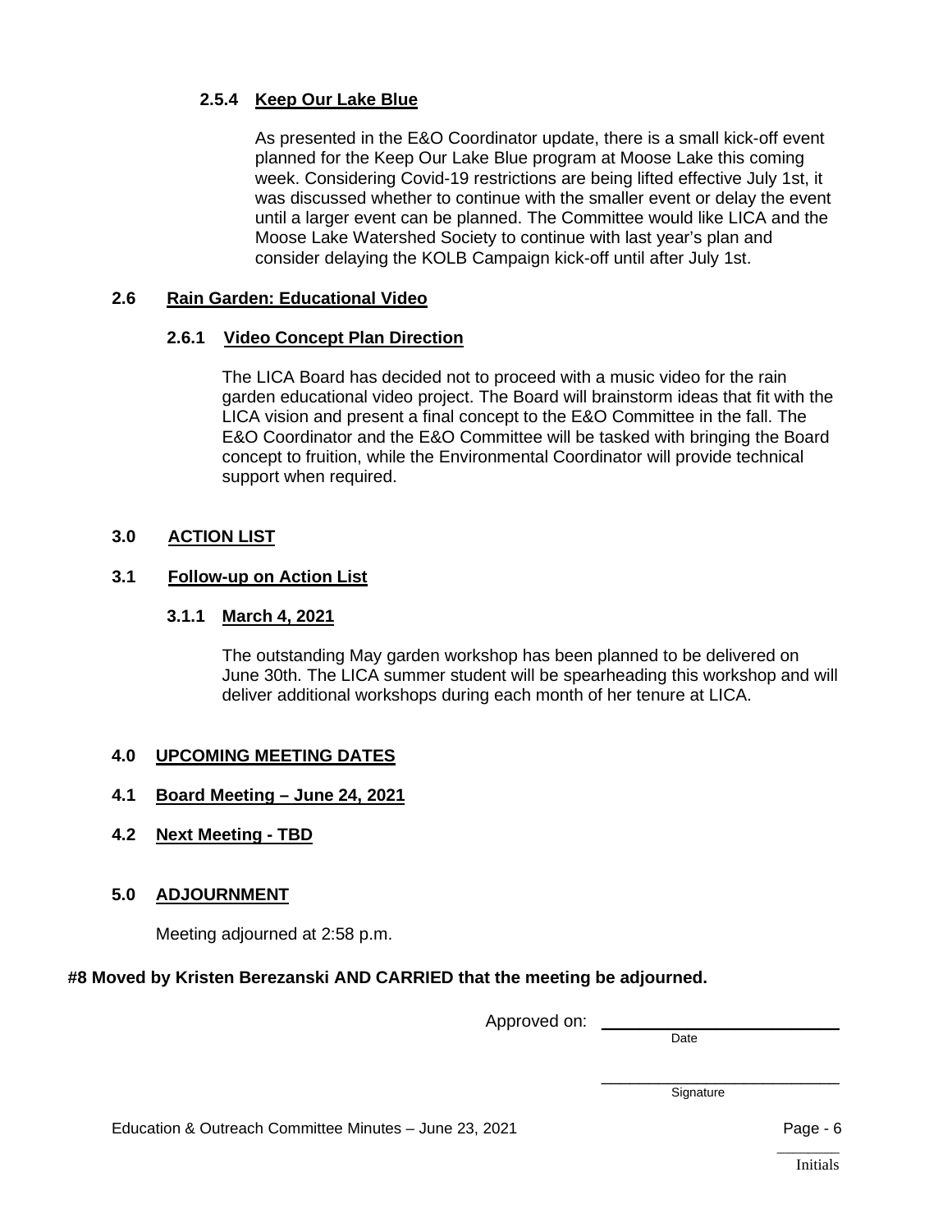#### 2.5.4 Keep Our Lake Blue

As presented in the E&O Coordinator update, there is a small kick-off event planned for the Keep Our Lake Blue program at Moose Lake this coming week. Considering Covid-19 restrictions are being lifted effective July 1st, it was discussed whether to continue with the smaller event or delay the event until a larger event can be planned. The Committee would like LICA and the Moose Lake Watershed Society to continue with last year's plan and consider delaying the KOLB Campaign kick-off until after July 1st.

### 2.6 Rain Garden: Educational Video

#### 2.6.1 Video Concept Plan Direction

The LICA Board has decided not to proceed with a music video for the rain garden educational video project. The Board will brainstorm ideas that fit with the LICA vision and present a final concept to the E&O Committee in the fall. The E&O Coordinator and the E&O Committee will be tasked with bringing the Board concept to fruition, while the Environmental Coordinator will provide technical support when required.

## 3.0 ACTION LIST

### 3.1 Follow-up on Action List

#### 3.1.1 March 4, 2021

The outstanding May garden workshop has been planned to be delivered on June 30th. The LICA summer student will be spearheading this workshop and will deliver additional workshops during each month of her tenure at LICA.

## 4.0 UPCOMING MEETING DATES

### 4.1 Board Meeting – June 24, 2021

### 4.2 Next Meeting - TBD

## 5.0 ADJOURNMENT

Meeting adjourned at 2:58 p.m.

**#8 Moved by Kristen Berezanski AND CARRIED that the meeting be adjourned.**

Approved on: ________________________
Date

________________________
Signature

________
Initials